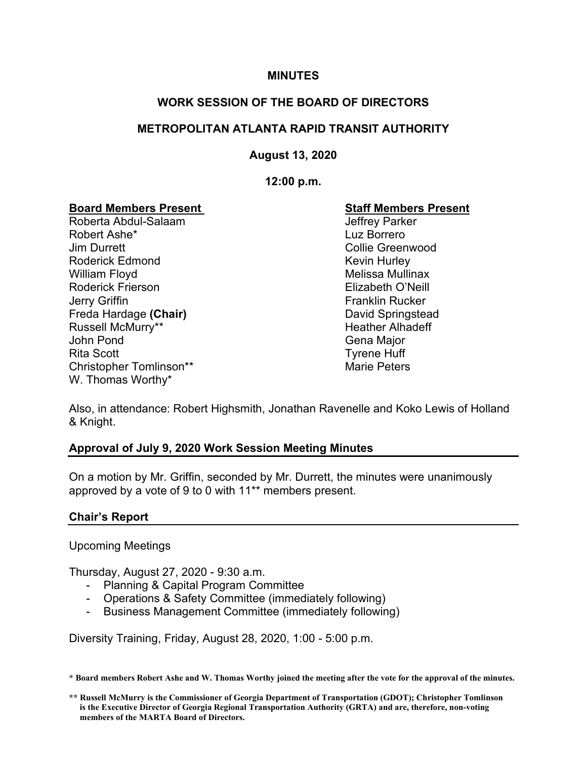**MINUTES**

**WORK SESSION OF THE BOARD OF DIRECTORS**

**METROPOLITAN ATLANTA RAPID TRANSIT AUTHORITY**

**August 13, 2020**

**12:00 p.m.**

| **Board Members Present** | **Staff Members Present** |
|---|---|
| Roberta Abdul-Salaam | Jeffrey Parker |
| Robert Ashe* | Luz Borrero |
| Jim Durrett | Collie Greenwood |
| Roderick Edmond | Kevin Hurley |
| William Floyd | Melissa Mullinax |
| Roderick Frierson | Elizabeth O'Neill |
| Jerry Griffin | Franklin Rucker |
| Freda Hardage **(Chair)** | David Springstead |
| Russell McMurry** | Heather Alhadeff |
| John Pond | Gena Major |
| Rita Scott | Tyrene Huff |
| Christopher Tomlinson** | Marie Peters |
| W. Thomas Worthy* | |

Also, in attendance: Robert Highsmith, Jonathan Ravenelle and Koko Lewis of Holland & Knight.

## Approval of July 9, 2020 Work Session Meeting Minutes

On a motion by Mr. Griffin, seconded by Mr. Durrett, the minutes were unanimously approved by a vote of 9 to 0 with 11** members present.

## Chair's Report

Upcoming Meetings

Thursday, August 27, 2020 - 9:30 a.m.
- Planning & Capital Program Committee
- Operations & Safety Committee (immediately following)
- Business Management Committee (immediately following)

Diversity Training, Friday, August 28, 2020, 1:00 - 5:00 p.m.

**\* Board members Robert Ashe and W. Thomas Worthy joined the meeting after the vote for the approval of the minutes.**

**\*\* Russell McMurry is the Commissioner of Georgia Department of Transportation (GDOT); Christopher Tomlinson is the Executive Director of Georgia Regional Transportation Authority (GRTA) and are, therefore, non-voting members of the MARTA Board of Directors.**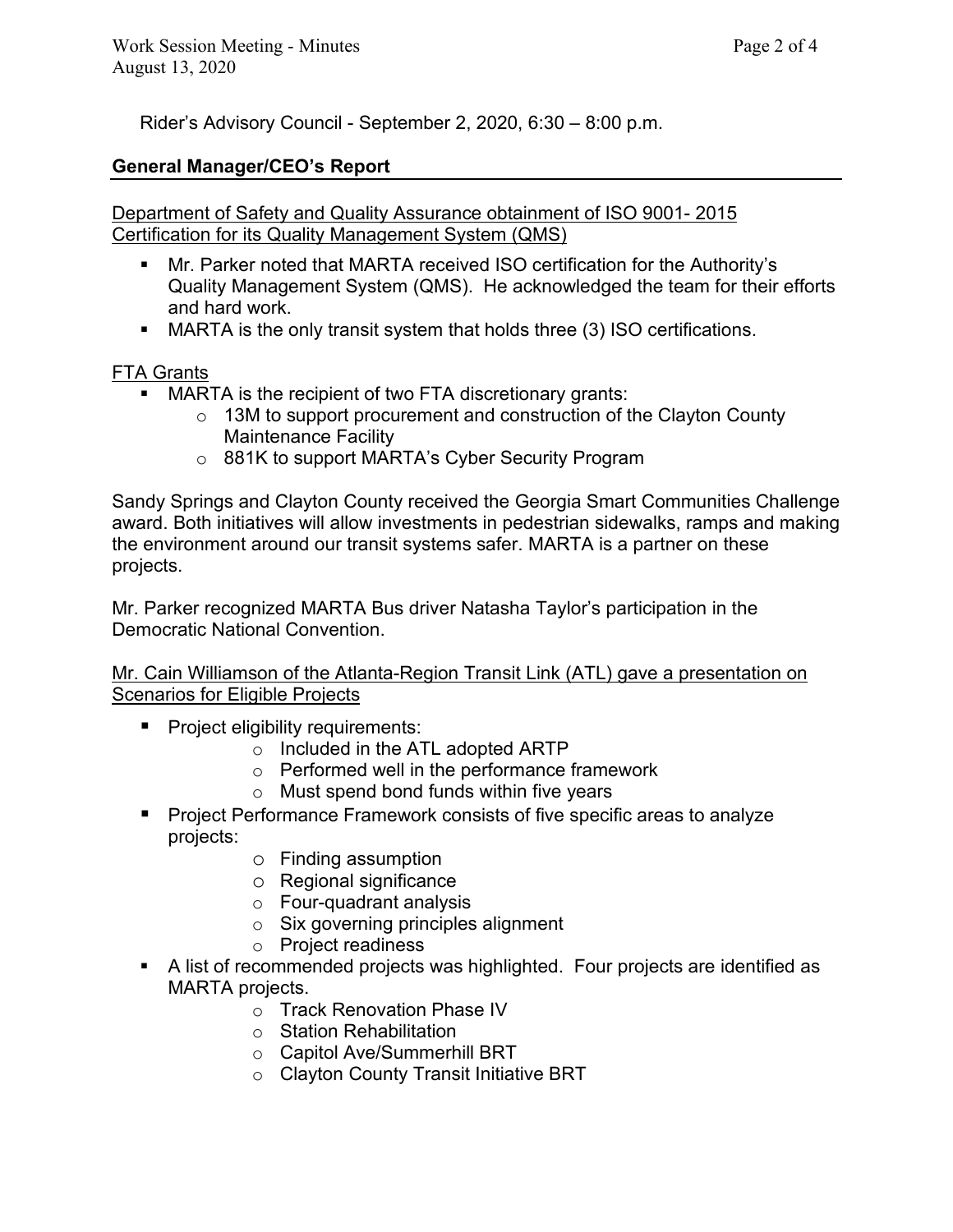Rider's Advisory Council - September 2, 2020, 6:30 – 8:00 p.m.

## General Manager/CEO's Report

Department of Safety and Quality Assurance obtainment of ISO 9001- 2015 Certification for its Quality Management System (QMS)

- Mr. Parker noted that MARTA received ISO certification for the Authority's Quality Management System (QMS). He acknowledged the team for their efforts and hard work.
- MARTA is the only transit system that holds three (3) ISO certifications.

FTA Grants

- MARTA is the recipient of two FTA discretionary grants:
  - 13M to support procurement and construction of the Clayton County Maintenance Facility
  - 881K to support MARTA's Cyber Security Program

Sandy Springs and Clayton County received the Georgia Smart Communities Challenge award. Both initiatives will allow investments in pedestrian sidewalks, ramps and making the environment around our transit systems safer. MARTA is a partner on these projects.

Mr. Parker recognized MARTA Bus driver Natasha Taylor's participation in the Democratic National Convention.

Mr. Cain Williamson of the Atlanta-Region Transit Link (ATL) gave a presentation on Scenarios for Eligible Projects

- Project eligibility requirements:
  - Included in the ATL adopted ARTP
  - Performed well in the performance framework
  - Must spend bond funds within five years
- Project Performance Framework consists of five specific areas to analyze projects:
  - Finding assumption
  - Regional significance
  - Four-quadrant analysis
  - Six governing principles alignment
  - Project readiness
- A list of recommended projects was highlighted. Four projects are identified as MARTA projects.
  - Track Renovation Phase IV
  - Station Rehabilitation
  - Capitol Ave/Summerhill BRT
  - Clayton County Transit Initiative BRT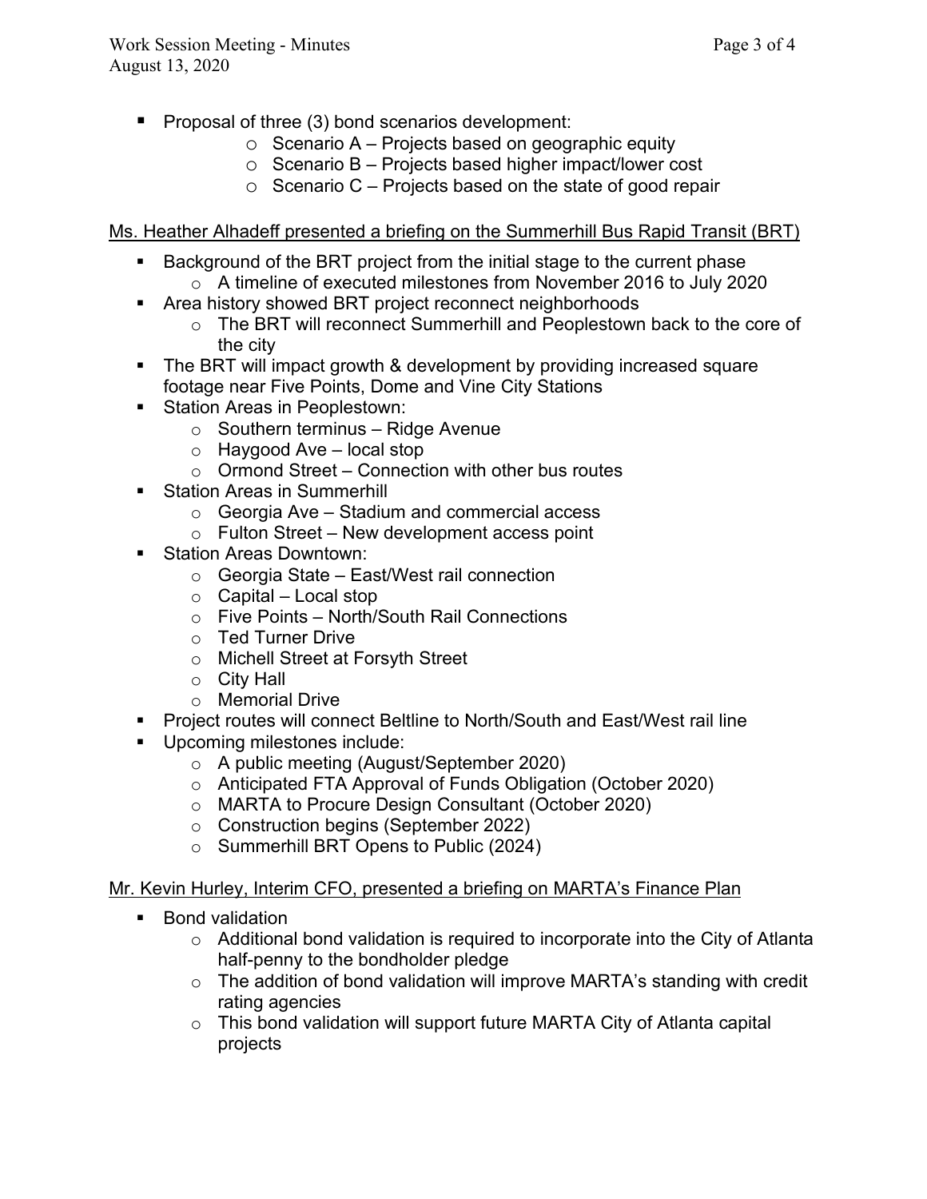- Proposal of three (3) bond scenarios development:
  - Scenario A – Projects based on geographic equity
  - Scenario B – Projects based higher impact/lower cost
  - Scenario C – Projects based on the state of good repair

<u>Ms. Heather Alhadeff presented a briefing on the Summerhill Bus Rapid Transit (BRT)</u>

- Background of the BRT project from the initial stage to the current phase
  - A timeline of executed milestones from November 2016 to July 2020
- Area history showed BRT project reconnect neighborhoods
  - The BRT will reconnect Summerhill and Peoplestown back to the core of the city
- The BRT will impact growth & development by providing increased square footage near Five Points, Dome and Vine City Stations
- Station Areas in Peoplestown:
  - Southern terminus – Ridge Avenue
  - Haygood Ave – local stop
  - Ormond Street – Connection with other bus routes
- Station Areas in Summerhill
  - Georgia Ave – Stadium and commercial access
  - Fulton Street – New development access point
- Station Areas Downtown:
  - Georgia State – East/West rail connection
  - Capital – Local stop
  - Five Points – North/South Rail Connections
  - Ted Turner Drive
  - Michell Street at Forsyth Street
  - City Hall
  - Memorial Drive
- Project routes will connect Beltline to North/South and East/West rail line
- Upcoming milestones include:
  - A public meeting (August/September 2020)
  - Anticipated FTA Approval of Funds Obligation (October 2020)
  - MARTA to Procure Design Consultant (October 2020)
  - Construction begins (September 2022)
  - Summerhill BRT Opens to Public (2024)

<u>Mr. Kevin Hurley, Interim CFO, presented a briefing on MARTA's Finance Plan</u>

- Bond validation
  - Additional bond validation is required to incorporate into the City of Atlanta half-penny to the bondholder pledge
  - The addition of bond validation will improve MARTA's standing with credit rating agencies
  - This bond validation will support future MARTA City of Atlanta capital projects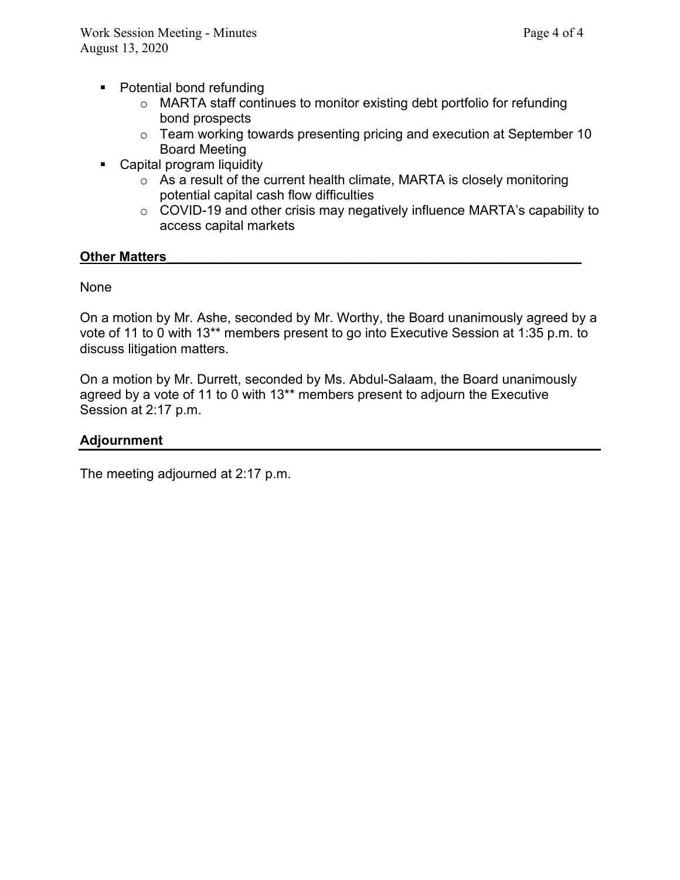- Potential bond refunding
  - MARTA staff continues to monitor existing debt portfolio for refunding bond prospects
  - Team working towards presenting pricing and execution at September 10 Board Meeting
- Capital program liquidity
  - As a result of the current health climate, MARTA is closely monitoring potential capital cash flow difficulties
  - COVID-19 and other crisis may negatively influence MARTA's capability to access capital markets

## Other Matters

None

On a motion by Mr. Ashe, seconded by Mr. Worthy, the Board unanimously agreed by a vote of 11 to 0 with 13** members present to go into Executive Session at 1:35 p.m. to discuss litigation matters.

On a motion by Mr. Durrett, seconded by Ms. Abdul-Salaam, the Board unanimously agreed by a vote of 11 to 0 with 13** members present to adjourn the Executive Session at 2:17 p.m.

## Adjournment

The meeting adjourned at 2:17 p.m.